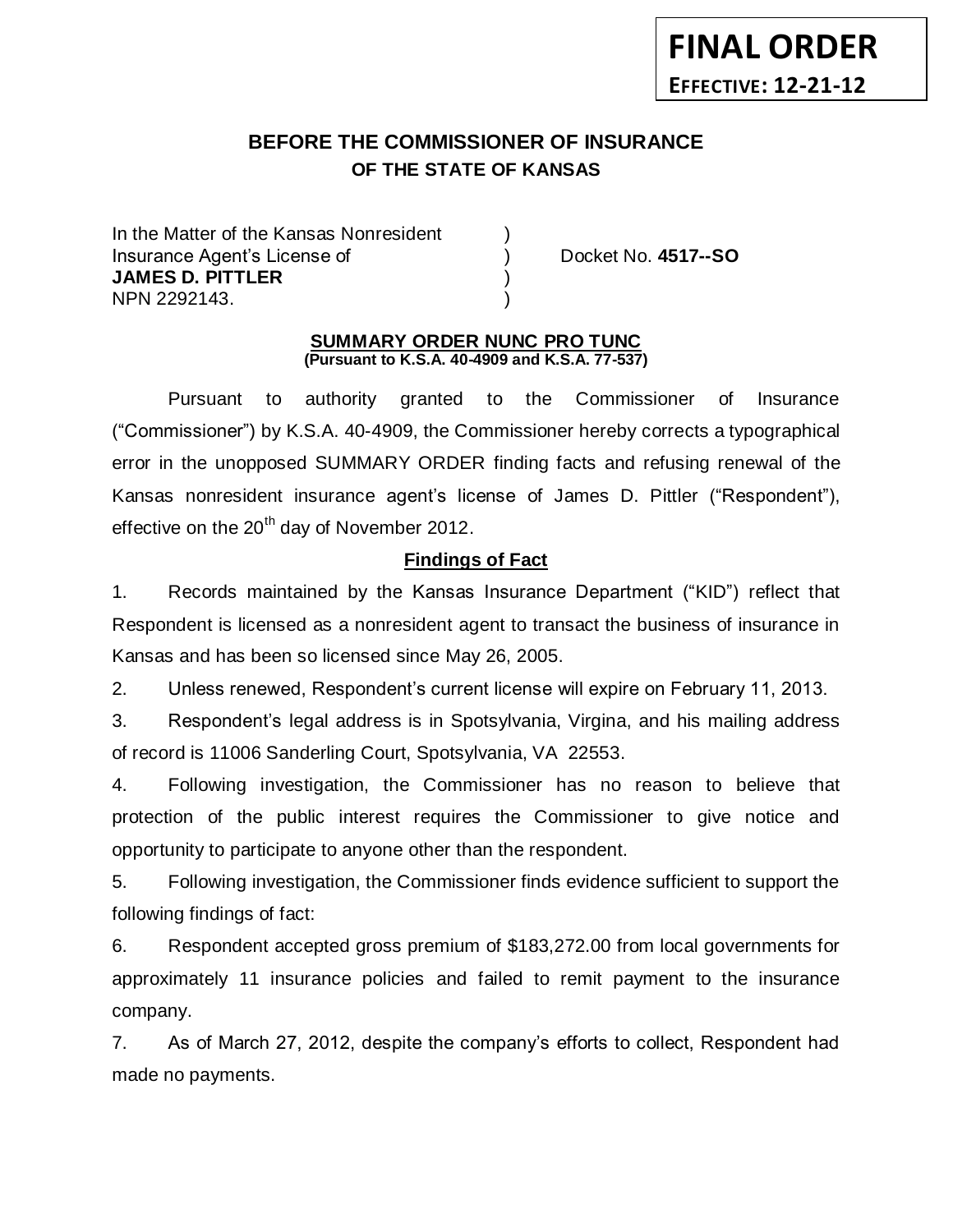**FINAL ORDER**
**EFFECTIVE: 12-21-12**

# BEFORE THE COMMISSIONER OF INSURANCE
## OF THE STATE OF KANSAS

In the Matter of the Kansas Nonresident )
Insurance Agent's License of ) Docket No. **4517--SO**
**JAMES D. PITTLER** )
NPN 2292143. )

**SUMMARY ORDER NUNC PRO TUNC**
**(Pursuant to K.S.A. 40-4909 and K.S.A. 77-537)**

Pursuant to authority granted to the Commissioner of Insurance ("Commissioner") by K.S.A. 40-4909, the Commissioner hereby corrects a typographical error in the unopposed SUMMARY ORDER finding facts and refusing renewal of the Kansas nonresident insurance agent's license of James D. Pittler ("Respondent"), effective on the 20th day of November 2012.

**Findings of Fact**

1. Records maintained by the Kansas Insurance Department ("KID") reflect that Respondent is licensed as a nonresident agent to transact the business of insurance in Kansas and has been so licensed since May 26, 2005.

2. Unless renewed, Respondent's current license will expire on February 11, 2013.

3. Respondent's legal address is in Spotsylvania, Virgina, and his mailing address of record is 11006 Sanderling Court, Spotsylvania, VA 22553.

4. Following investigation, the Commissioner has no reason to believe that protection of the public interest requires the Commissioner to give notice and opportunity to participate to anyone other than the respondent.

5. Following investigation, the Commissioner finds evidence sufficient to support the following findings of fact:

6. Respondent accepted gross premium of $183,272.00 from local governments for approximately 11 insurance policies and failed to remit payment to the insurance company.

7. As of March 27, 2012, despite the company's efforts to collect, Respondent had made no payments.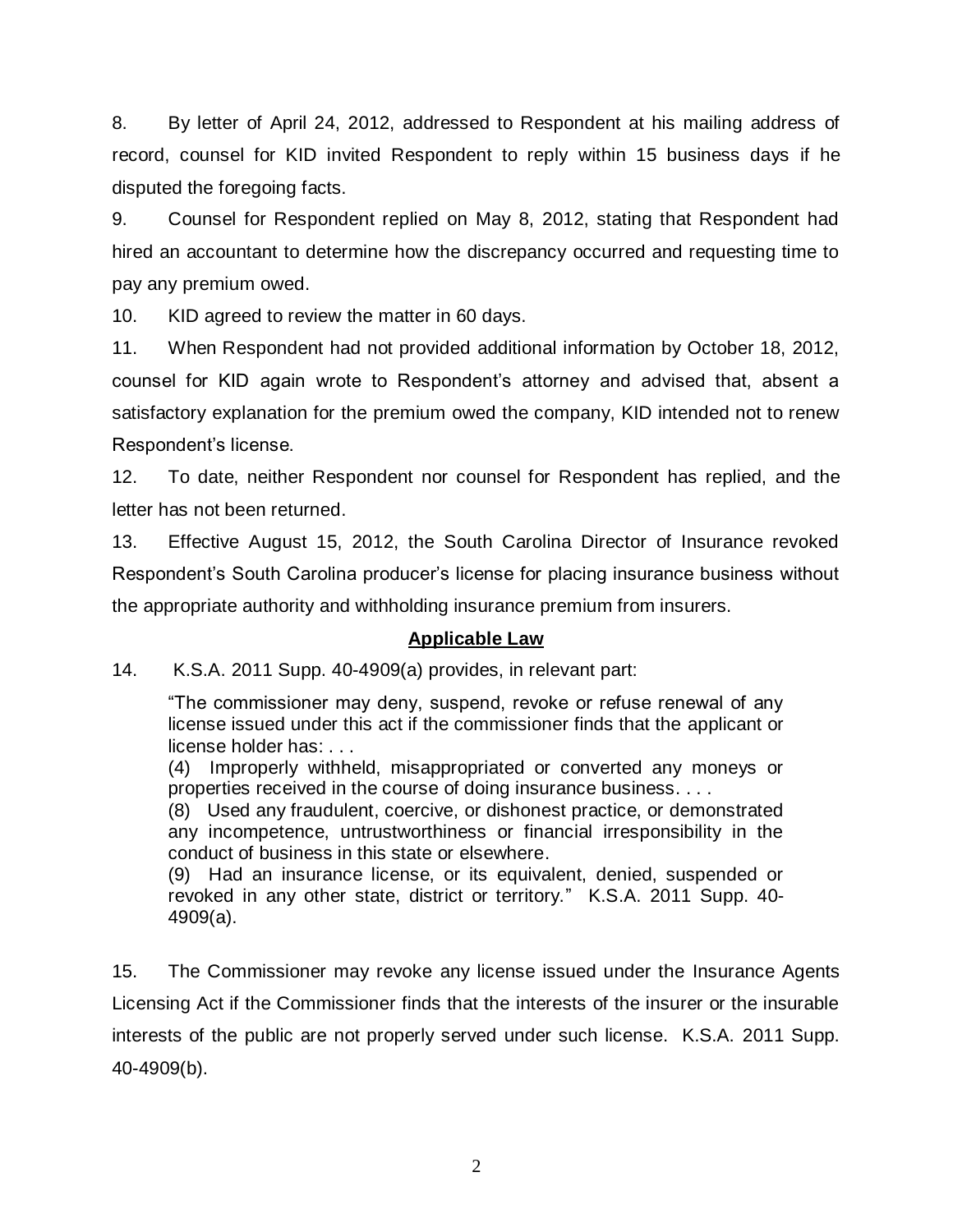8. By letter of April 24, 2012, addressed to Respondent at his mailing address of record, counsel for KID invited Respondent to reply within 15 business days if he disputed the foregoing facts.

9. Counsel for Respondent replied on May 8, 2012, stating that Respondent had hired an accountant to determine how the discrepancy occurred and requesting time to pay any premium owed.

10. KID agreed to review the matter in 60 days.

11. When Respondent had not provided additional information by October 18, 2012, counsel for KID again wrote to Respondent's attorney and advised that, absent a satisfactory explanation for the premium owed the company, KID intended not to renew Respondent's license.

12. To date, neither Respondent nor counsel for Respondent has replied, and the letter has not been returned.

13. Effective August 15, 2012, the South Carolina Director of Insurance revoked Respondent's South Carolina producer's license for placing insurance business without the appropriate authority and withholding insurance premium from insurers.

## Applicable Law

14. K.S.A. 2011 Supp. 40-4909(a) provides, in relevant part:

> "The commissioner may deny, suspend, revoke or refuse renewal of any license issued under this act if the commissioner finds that the applicant or license holder has: . . .
>
> (4) Improperly withheld, misappropriated or converted any moneys or properties received in the course of doing insurance business. . . .
>
> (8) Used any fraudulent, coercive, or dishonest practice, or demonstrated any incompetence, untrustworthiness or financial irresponsibility in the conduct of business in this state or elsewhere.
>
> (9) Had an insurance license, or its equivalent, denied, suspended or revoked in any other state, district or territory." K.S.A. 2011 Supp. 40-4909(a).

15. The Commissioner may revoke any license issued under the Insurance Agents Licensing Act if the Commissioner finds that the interests of the insurer or the insurable interests of the public are not properly served under such license. K.S.A. 2011 Supp. 40-4909(b).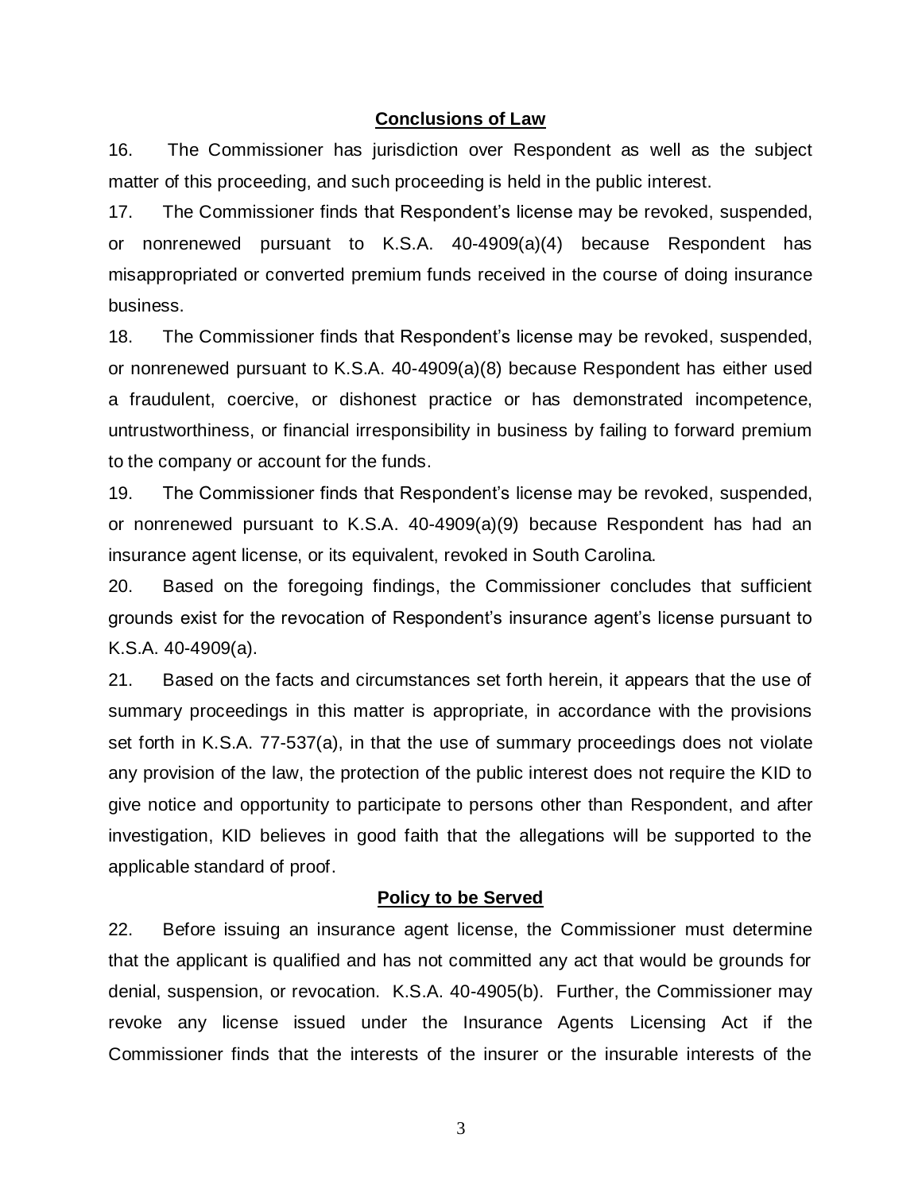## Conclusions of Law

16. The Commissioner has jurisdiction over Respondent as well as the subject matter of this proceeding, and such proceeding is held in the public interest.

17. The Commissioner finds that Respondent's license may be revoked, suspended, or nonrenewed pursuant to K.S.A. 40-4909(a)(4) because Respondent has misappropriated or converted premium funds received in the course of doing insurance business.

18. The Commissioner finds that Respondent's license may be revoked, suspended, or nonrenewed pursuant to K.S.A. 40-4909(a)(8) because Respondent has either used a fraudulent, coercive, or dishonest practice or has demonstrated incompetence, untrustworthiness, or financial irresponsibility in business by failing to forward premium to the company or account for the funds.

19. The Commissioner finds that Respondent's license may be revoked, suspended, or nonrenewed pursuant to K.S.A. 40-4909(a)(9) because Respondent has had an insurance agent license, or its equivalent, revoked in South Carolina.

20. Based on the foregoing findings, the Commissioner concludes that sufficient grounds exist for the revocation of Respondent's insurance agent's license pursuant to K.S.A. 40-4909(a).

21. Based on the facts and circumstances set forth herein, it appears that the use of summary proceedings in this matter is appropriate, in accordance with the provisions set forth in K.S.A. 77-537(a), in that the use of summary proceedings does not violate any provision of the law, the protection of the public interest does not require the KID to give notice and opportunity to participate to persons other than Respondent, and after investigation, KID believes in good faith that the allegations will be supported to the applicable standard of proof.

## Policy to be Served

22. Before issuing an insurance agent license, the Commissioner must determine that the applicant is qualified and has not committed any act that would be grounds for denial, suspension, or revocation. K.S.A. 40-4905(b). Further, the Commissioner may revoke any license issued under the Insurance Agents Licensing Act if the Commissioner finds that the interests of the insurer or the insurable interests of the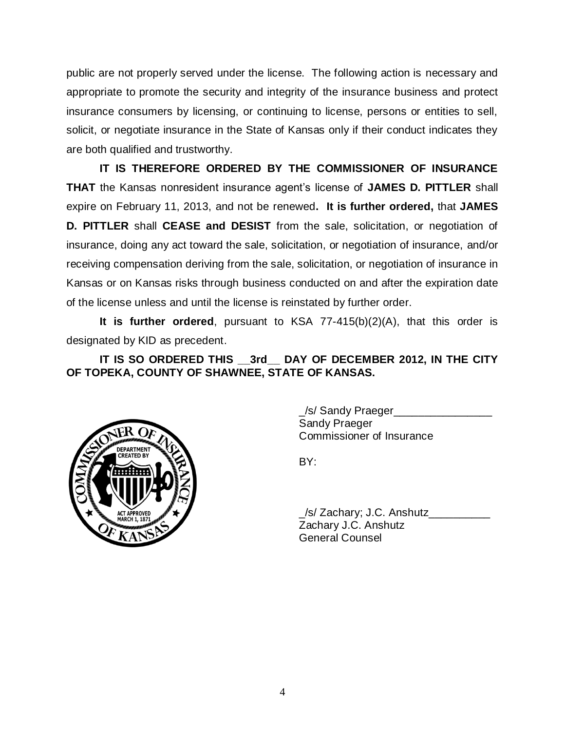public are not properly served under the license. The following action is necessary and appropriate to promote the security and integrity of the insurance business and protect insurance consumers by licensing, or continuing to license, persons or entities to sell, solicit, or negotiate insurance in the State of Kansas only if their conduct indicates they are both qualified and trustworthy.

**IT IS THEREFORE ORDERED BY THE COMMISSIONER OF INSURANCE THAT** the Kansas nonresident insurance agent's license of **JAMES D. PITTLER** shall expire on February 11, 2013, and not be renewed**. It is further ordered,** that **JAMES D. PITTLER** shall **CEASE and DESIST** from the sale, solicitation, or negotiation of insurance, doing any act toward the sale, solicitation, or negotiation of insurance, and/or receiving compensation deriving from the sale, solicitation, or negotiation of insurance in Kansas or on Kansas risks through business conducted on and after the expiration date of the license unless and until the license is reinstated by further order.

**It is further ordered**, pursuant to KSA 77-415(b)(2)(A), that this order is designated by KID as precedent.

**IT IS SO ORDERED THIS __3rd__ DAY OF DECEMBER 2012, IN THE CITY OF TOPEKA, COUNTY OF SHAWNEE, STATE OF KANSAS.**

_/s/ Sandy Praeger________________
Sandy Praeger
Commissioner of Insurance

BY:

_/s/ Zachary; J.C. Anshutz__________
Zachary J.C. Anshutz
General Counsel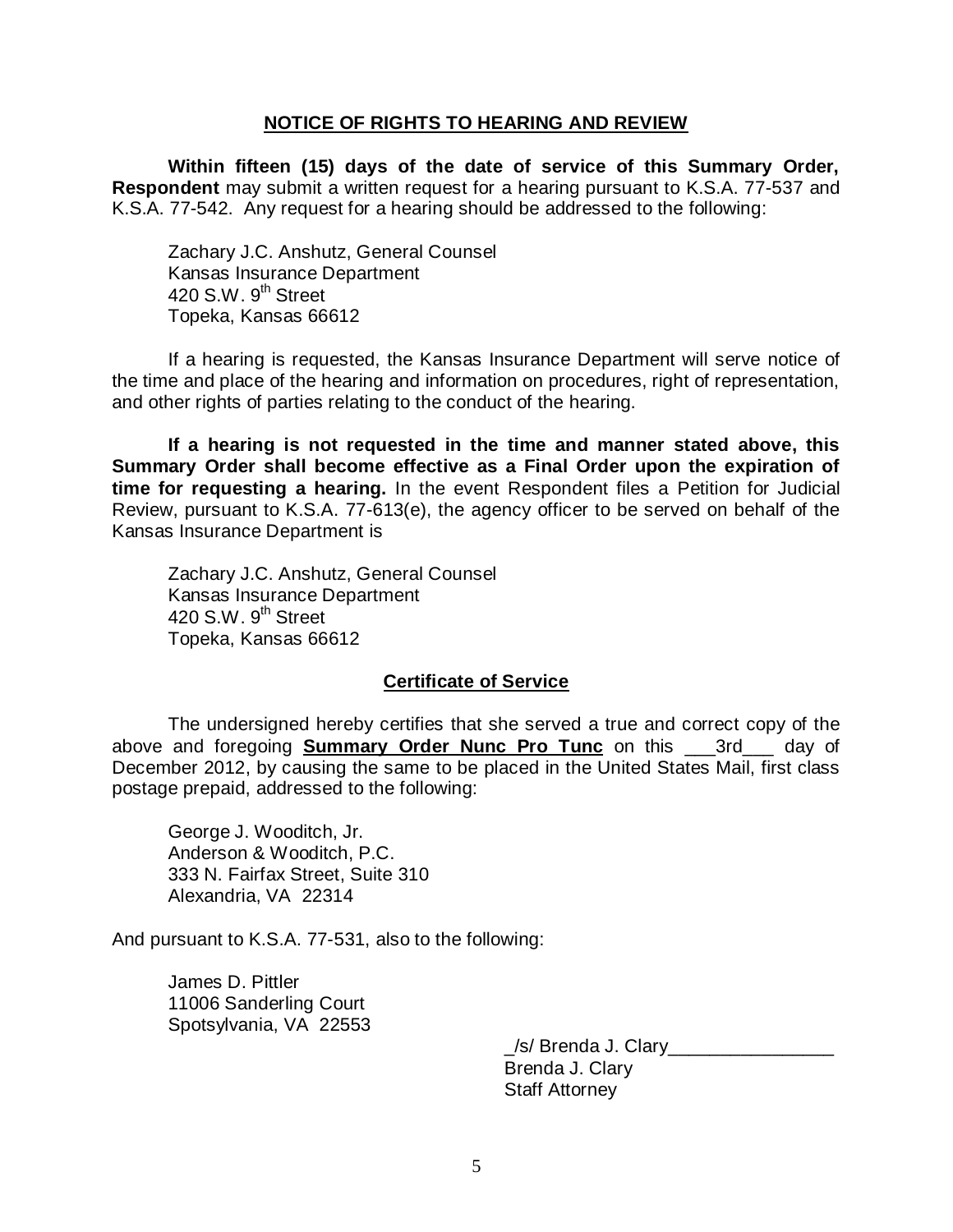## NOTICE OF RIGHTS TO HEARING AND REVIEW

**Within fifteen (15) days of the date of service of this Summary Order, Respondent** may submit a written request for a hearing pursuant to K.S.A. 77-537 and K.S.A. 77-542. Any request for a hearing should be addressed to the following:

Zachary J.C. Anshutz, General Counsel
Kansas Insurance Department
420 S.W. 9th Street
Topeka, Kansas 66612

If a hearing is requested, the Kansas Insurance Department will serve notice of the time and place of the hearing and information on procedures, right of representation, and other rights of parties relating to the conduct of the hearing.

**If a hearing is not requested in the time and manner stated above, this Summary Order shall become effective as a Final Order upon the expiration of time for requesting a hearing.** In the event Respondent files a Petition for Judicial Review, pursuant to K.S.A. 77-613(e), the agency officer to be served on behalf of the Kansas Insurance Department is

Zachary J.C. Anshutz, General Counsel
Kansas Insurance Department
420 S.W. 9th Street
Topeka, Kansas 66612

## Certificate of Service

The undersigned hereby certifies that she served a true and correct copy of the above and foregoing **Summary Order Nunc Pro Tunc** on this ___3rd___ day of December 2012, by causing the same to be placed in the United States Mail, first class postage prepaid, addressed to the following:

George J. Wooditch, Jr.
Anderson & Wooditch, P.C.
333 N. Fairfax Street, Suite 310
Alexandria, VA 22314

And pursuant to K.S.A. 77-531, also to the following:

James D. Pittler
11006 Sanderling Court
Spotsylvania, VA 22553

_/s/ Brenda J. Clary________________
Brenda J. Clary
Staff Attorney